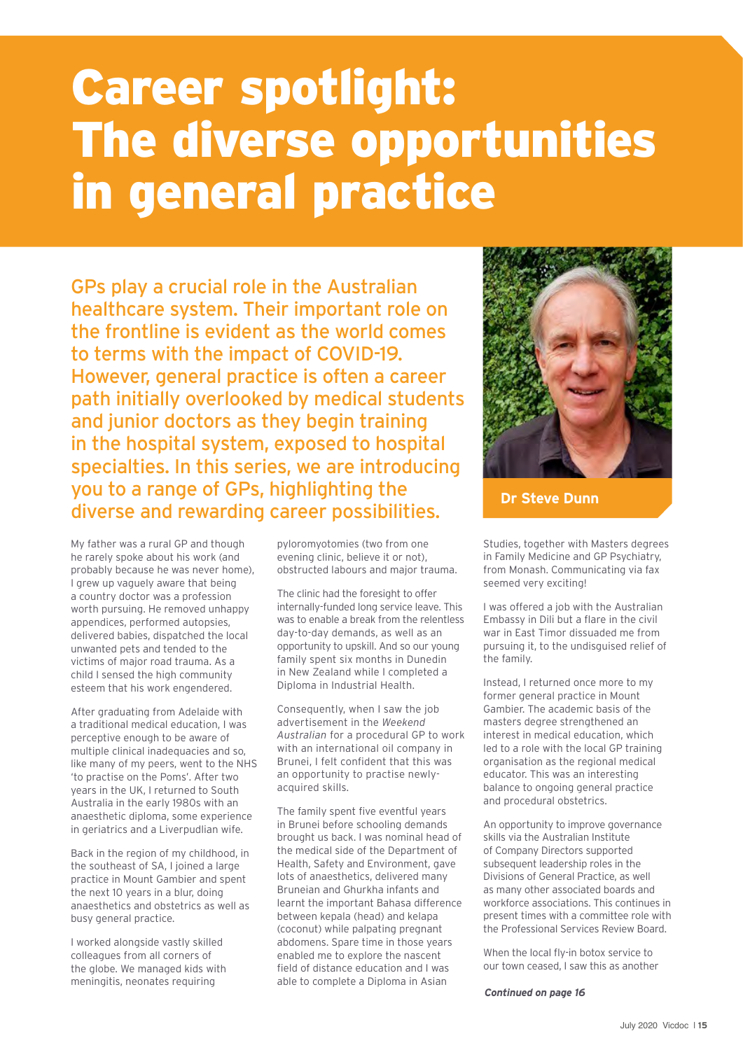# Career spotlight: The diverse opportunities in general practice

GPs play a crucial role in the Australian healthcare system. Their important role on the frontline is evident as the world comes to terms with the impact of COVID-19. However, general practice is often a career path initially overlooked by medical students and junior doctors as they begin training in the hospital system, exposed to hospital specialties. In this series, we are introducing you to a range of GPs, highlighting the diverse and rewarding career possibilities.

**Dr Steve Dunn**

My father was a rural GP and though he rarely spoke about his work (and probably because he was never home), I grew up vaguely aware that being a country doctor was a profession worth pursuing. He removed unhappy appendices, performed autopsies, delivered babies, dispatched the local unwanted pets and tended to the victims of major road trauma. As a child I sensed the high community esteem that his work engendered.

After graduating from Adelaide with a traditional medical education, I was perceptive enough to be aware of multiple clinical inadequacies and so, like many of my peers, went to the NHS 'to practise on the Poms'. After two years in the UK, I returned to South Australia in the early 1980s with an anaesthetic diploma, some experience in geriatrics and a Liverpudlian wife.

Back in the region of my childhood, in the southeast of SA, I joined a large practice in Mount Gambier and spent the next 10 years in a blur, doing anaesthetics and obstetrics as well as busy general practice.

I worked alongside vastly skilled colleagues from all corners of the globe. We managed kids with meningitis, neonates requiring pyloromyotomies (two from one evening clinic, believe it or not), obstructed labours and major trauma.

The clinic had the foresight to offer internally-funded long service leave. This was to enable a break from the relentless day-to-day demands, as well as an opportunity to upskill. And so our young family spent six months in Dunedin in New Zealand while I completed a Diploma in Industrial Health.

Consequently, when I saw the job advertisement in the *Weekend Australian* for a procedural GP to work with an international oil company in Brunei, I felt confident that this was an opportunity to practise newly-acquired skills.

The family spent five eventful years in Brunei before schooling demands brought us back. I was nominal head of the medical side of the Department of Health, Safety and Environment, gave lots of anaesthetics, delivered many Bruneian and Ghurkha infants and learnt the important Bahasa difference between kepala (head) and kelapa (coconut) while palpating pregnant abdomens. Spare time in those years enabled me to explore the nascent field of distance education and I was able to complete a Diploma in Asian Studies, together with Masters degrees in Family Medicine and GP Psychiatry, from Monash. Communicating via fax seemed very exciting!

I was offered a job with the Australian Embassy in Dili but a flare in the civil war in East Timor dissuaded me from pursuing it, to the undisguised relief of the family.

Instead, I returned once more to my former general practice in Mount Gambier. The academic basis of the masters degree strengthened an interest in medical education, which led to a role with the local GP training organisation as the regional medical educator. This was an interesting balance to ongoing general practice and procedural obstetrics.

An opportunity to improve governance skills via the Australian Institute of Company Directors supported subsequent leadership roles in the Divisions of General Practice, as well as many other associated boards and workforce associations. This continues in present times with a committee role with the Professional Services Review Board.

When the local fly-in botox service to our town ceased, I saw this as another

***Continued on page 16***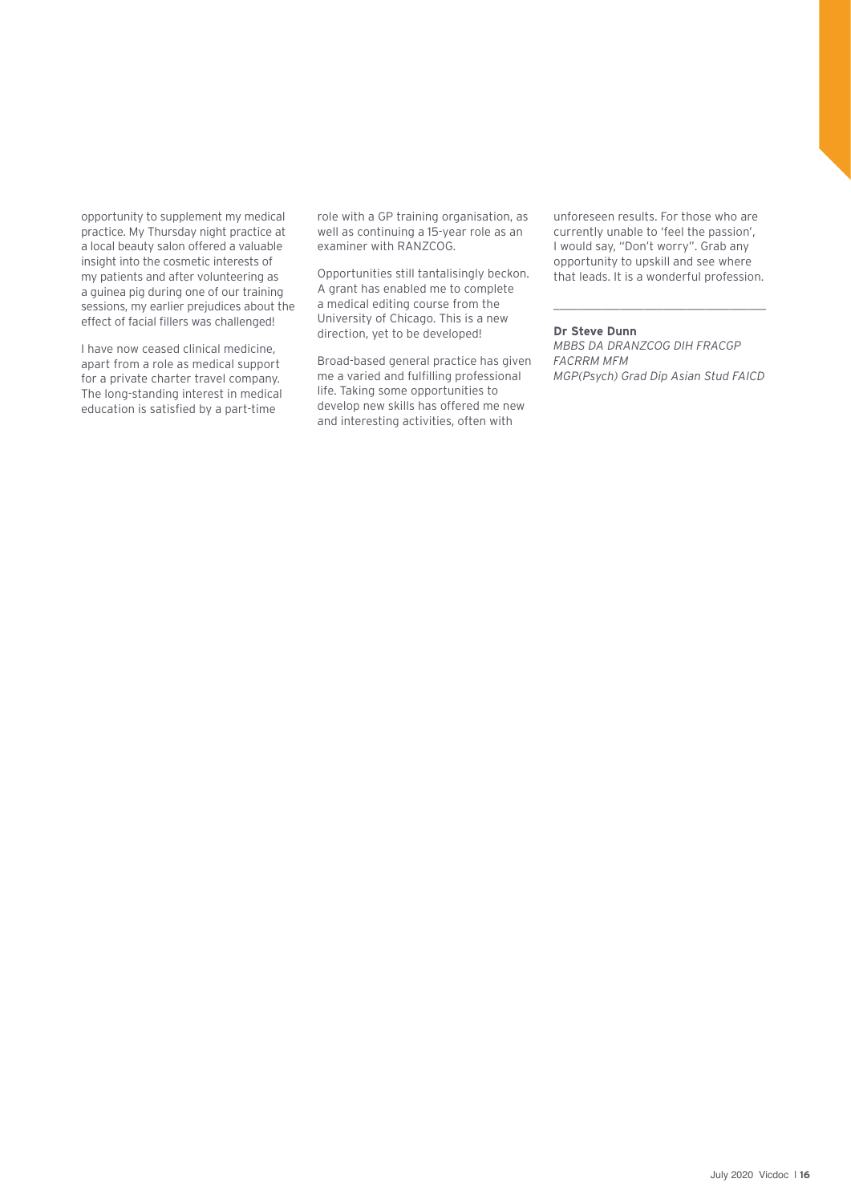opportunity to supplement my medical practice. My Thursday night practice at a local beauty salon offered a valuable insight into the cosmetic interests of my patients and after volunteering as a guinea pig during one of our training sessions, my earlier prejudices about the effect of facial fillers was challenged!

I have now ceased clinical medicine, apart from a role as medical support for a private charter travel company. The long-standing interest in medical education is satisfied by a part-time role with a GP training organisation, as well as continuing a 15-year role as an examiner with RANZCOG.

Opportunities still tantalisingly beckon. A grant has enabled me to complete a medical editing course from the University of Chicago. This is a new direction, yet to be developed!

Broad-based general practice has given me a varied and fulfilling professional life. Taking some opportunities to develop new skills has offered me new and interesting activities, often with unforeseen results. For those who are currently unable to 'feel the passion', I would say, "Don't worry". Grab any opportunity to upskill and see where that leads. It is a wonderful profession.

---

**Dr Steve Dunn**
*MBBS DA DRANZCOG DIH FRACGP FACRRM MFM*
*MGP(Psych) Grad Dip Asian Stud FAICD*